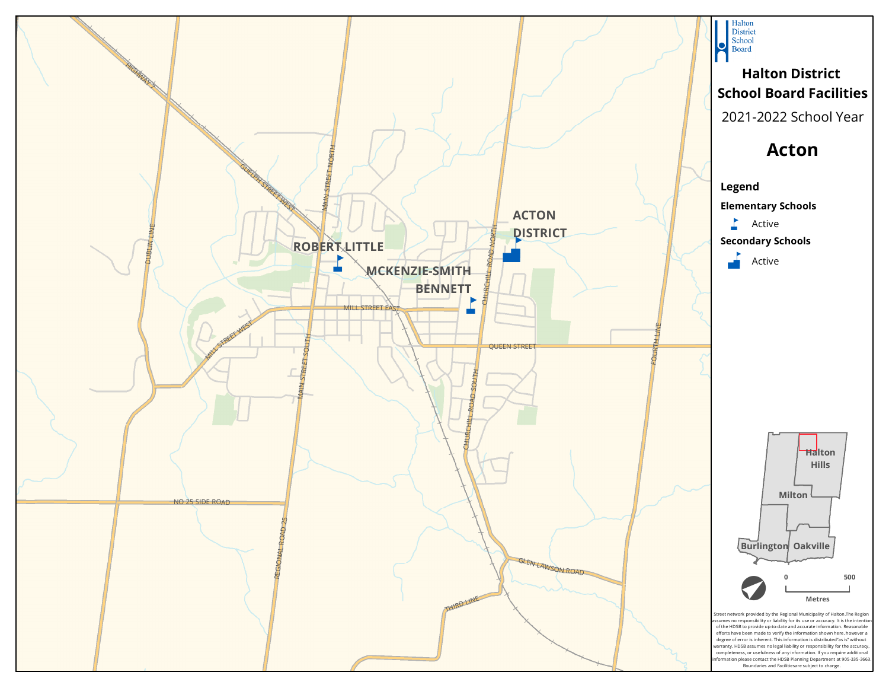Halton District School Board

# Halton District School Board Facilities

2021-2022 School Year

## Acton

### Legend

**Elementary Schools**

Active

**Secondary Schools**

Active

ACTON DISTRICT

ROBERT LITTLE

MCKENZIE-SMITH BENNETT

HIGHWAY 7

GUELPH STREET WEST

MAIN STREET NORTH

DUBLIN LINE

CHURCHILL ROAD NORTH

MILL STREET EAST

MILL STREET WEST

QUEEN STREET

FOURTH LINE

MAIN STREET SOUTH

CHURCHILL ROAD SOUTH

NO 25 SIDE ROAD

REGIONAL ROAD 25

GLEN LAWSON ROAD

THIRD LINE

Halton Hills

Milton

Burlington

Oakville

0 500

Metres

Street network provided by the Regional Municipality of Halton.The Region assumes no responsibility or liability for its use or accuracy. It is the intention of the HDSB to provide up-to-date and accurate information. Reasonable efforts have been made to verify the information shown here, however a degree of error is inherent. This information is distributed"as is" without warranty. HDSB assumes no legal liability or responsibility for the accuracy, completeness, or usefulness of any information. If you require additional information please contact the HDSB Planning Department at 905-335-3663. Boundaries and Facilitiesare subject to change.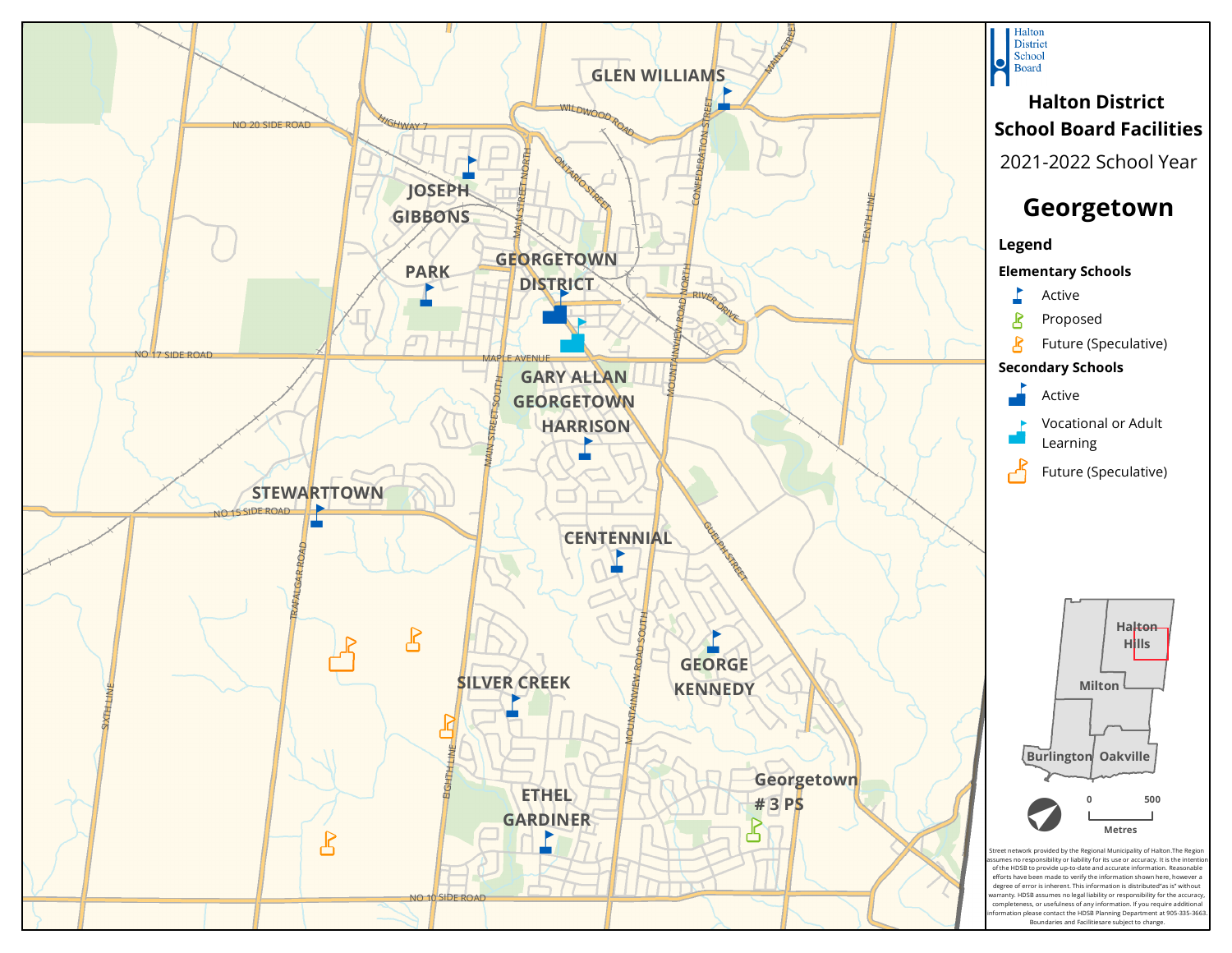Halton District School Board

## Halton District School Board Facilities

2021-2022 School Year

# Georgetown

### Legend

**Elementary Schools**

- Active
- Proposed
- Future (Speculative)

**Secondary Schools**

- Active
- Vocational or Adult Learning
- Future (Speculative)

GLEN WILLIAMS

JOSEPH GIBBONS

PARK

GEORGETOWN DISTRICT

GARY ALLAN

GEORGETOWN

HARRISON

STEWARTTOWN

CENTENNIAL

GEORGE KENNEDY

SILVER CREEK

ETHEL GARDINER

Georgetown # 3 PS

NO 20 SIDE ROAD

HIGHWAY 7

WILDWOOD ROAD

MAIN STREET

CONFEDERATION STREET

ONTARIO STREET

MAIN STREET NORTH

RIVER DRIVE

MOUNTAINVIEW ROAD NORTH

TENTH LINE

NO 17 SIDE ROAD

MAPLE AVENUE

MAIN STREET SOUTH

GUELPH STREET

NO 15 SIDE ROAD

TRAFALGAR ROAD

SIXTH LINE

MOUNTAINVIEW ROAD SOUTH

EIGHTH LINE

NO 10 SIDE ROAD

Halton Hills

Milton

Burlington

Oakville

0

500

Metres

Street network provided by the Regional Municipality of Halton.The Region assumes no responsibility or liability for its use or accuracy. It is the intention of the HDSB to provide up-to-date and accurate information. Reasonable efforts have been made to verify the information shown here, however a degree of error is inherent. This information is distributed"as is" without warranty. HDSB assumes no legal liability or responsibility for the accuracy, completeness, or usefulness of any information. If you require additional information please contact the HDSB Planning Department at 905-335-3663. Boundaries and Facilitiesare subject to change.